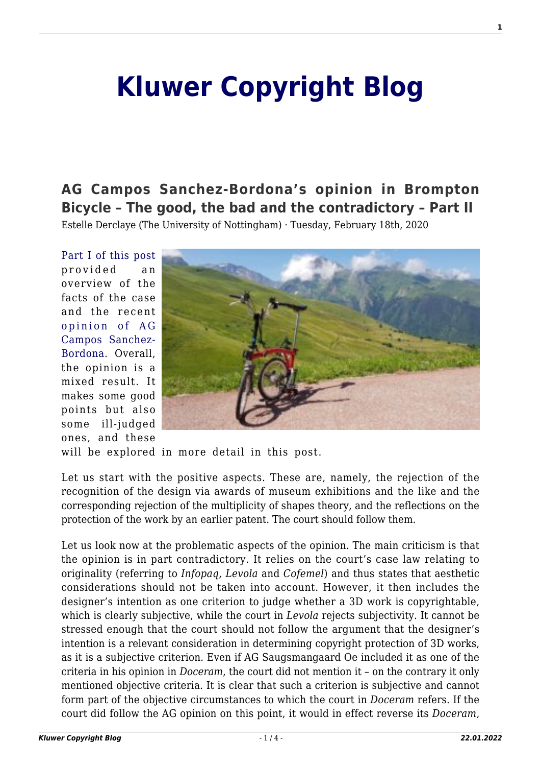# Kluwer Copyright Blog

## AG Campos Sanchez-Bordona's opinion in Brompton Bicycle – The good, the bad and the contradictory – Part II

Estelle Derclaye (The University of Nottingham) · Tuesday, February 18th, 2020

Part I of this post provided an overview of the facts of the case and the recent opinion of AG Campos Sanchez-Bordona. Overall, the opinion is a mixed result. It makes some good points but also some ill-judged ones, and these will be explored in more detail in this post.

Let us start with the positive aspects. These are, namely, the rejection of the recognition of the design via awards of museum exhibitions and the like and the corresponding rejection of the multiplicity of shapes theory, and the reflections on the protection of the work by an earlier patent. The court should follow them.

Let us look now at the problematic aspects of the opinion. The main criticism is that the opinion is in part contradictory. It relies on the court's case law relating to originality (referring to *Infopaq, Levola* and *Cofemel*) and thus states that aesthetic considerations should not be taken into account. However, it then includes the designer's intention as one criterion to judge whether a 3D work is copyrightable, which is clearly subjective, while the court in *Levola* rejects subjectivity. It cannot be stressed enough that the court should not follow the argument that the designer's intention is a relevant consideration in determining copyright protection of 3D works, as it is a subjective criterion. Even if AG Saugsmangaard Oe included it as one of the criteria in his opinion in *Doceram*, the court did not mention it – on the contrary it only mentioned objective criteria. It is clear that such a criterion is subjective and cannot form part of the objective circumstances to which the court in *Doceram* refers. If the court did follow the AG opinion on this point, it would in effect reverse its *Doceram,*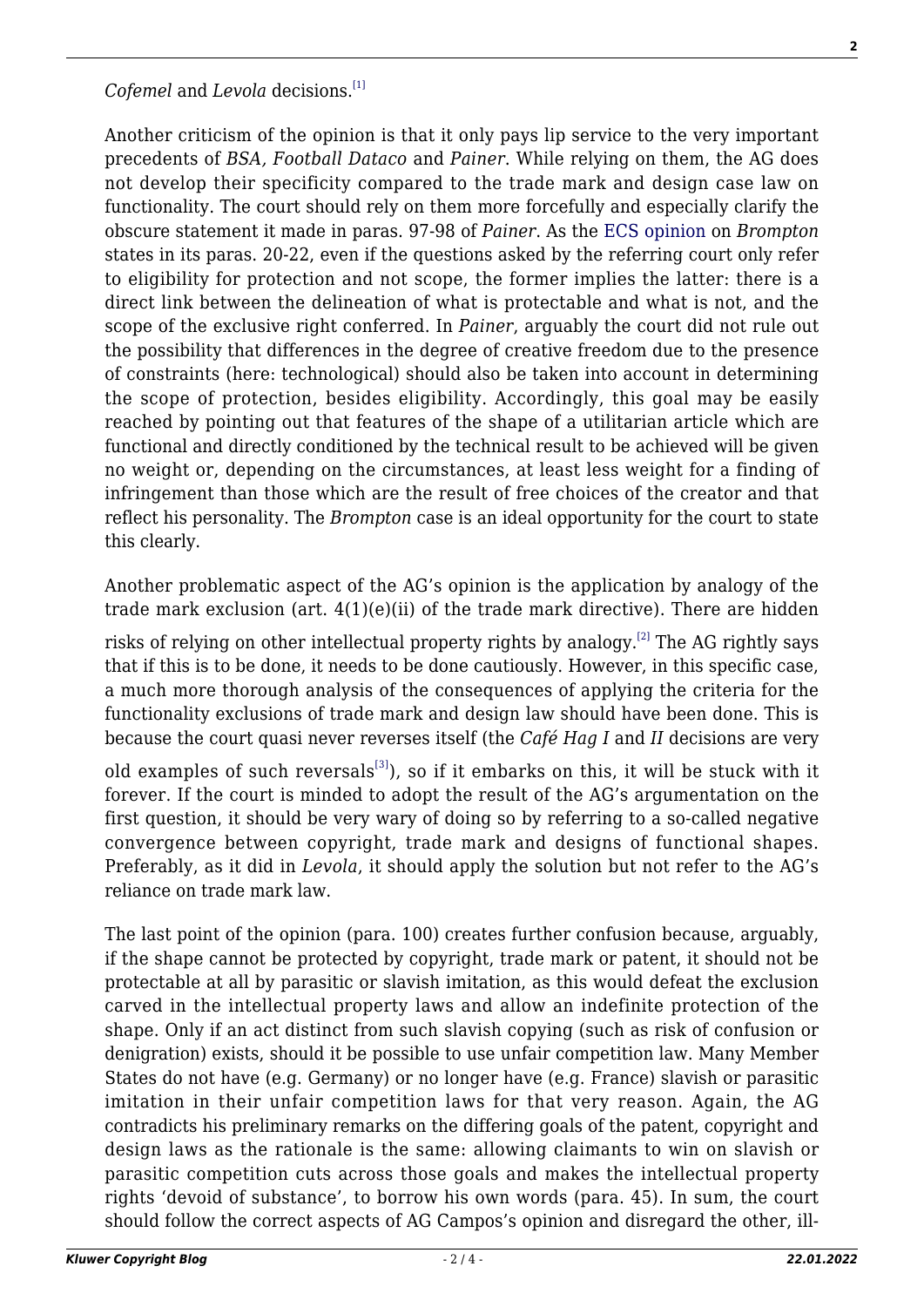*Cofemel* and *Levola* decisions.[1]

Another criticism of the opinion is that it only pays lip service to the very important precedents of *BSA, Football Dataco* and *Painer*. While relying on them, the AG does not develop their specificity compared to the trade mark and design case law on functionality. The court should rely on them more forcefully and especially clarify the obscure statement it made in paras. 97-98 of *Painer*. As the ECS opinion on *Brompton* states in its paras. 20-22, even if the questions asked by the referring court only refer to eligibility for protection and not scope, the former implies the latter: there is a direct link between the delineation of what is protectable and what is not, and the scope of the exclusive right conferred. In *Painer*, arguably the court did not rule out the possibility that differences in the degree of creative freedom due to the presence of constraints (here: technological) should also be taken into account in determining the scope of protection, besides eligibility. Accordingly, this goal may be easily reached by pointing out that features of the shape of a utilitarian article which are functional and directly conditioned by the technical result to be achieved will be given no weight or, depending on the circumstances, at least less weight for a finding of infringement than those which are the result of free choices of the creator and that reflect his personality. The *Brompton* case is an ideal opportunity for the court to state this clearly.

Another problematic aspect of the AG's opinion is the application by analogy of the trade mark exclusion (art. 4(1)(e)(ii) of the trade mark directive). There are hidden risks of relying on other intellectual property rights by analogy.[2] The AG rightly says that if this is to be done, it needs to be done cautiously. However, in this specific case, a much more thorough analysis of the consequences of applying the criteria for the functionality exclusions of trade mark and design law should have been done. This is because the court quasi never reverses itself (the *Café Hag I* and *II* decisions are very old examples of such reversals[3]), so if it embarks on this, it will be stuck with it forever. If the court is minded to adopt the result of the AG's argumentation on the first question, it should be very wary of doing so by referring to a so-called negative convergence between copyright, trade mark and designs of functional shapes. Preferably, as it did in *Levola*, it should apply the solution but not refer to the AG's reliance on trade mark law.

The last point of the opinion (para. 100) creates further confusion because, arguably, if the shape cannot be protected by copyright, trade mark or patent, it should not be protectable at all by parasitic or slavish imitation, as this would defeat the exclusion carved in the intellectual property laws and allow an indefinite protection of the shape. Only if an act distinct from such slavish copying (such as risk of confusion or denigration) exists, should it be possible to use unfair competition law. Many Member States do not have (e.g. Germany) or no longer have (e.g. France) slavish or parasitic imitation in their unfair competition laws for that very reason. Again, the AG contradicts his preliminary remarks on the differing goals of the patent, copyright and design laws as the rationale is the same: allowing claimants to win on slavish or parasitic competition cuts across those goals and makes the intellectual property rights 'devoid of substance', to borrow his own words (para. 45). In sum, the court should follow the correct aspects of AG Campos's opinion and disregard the other, ill-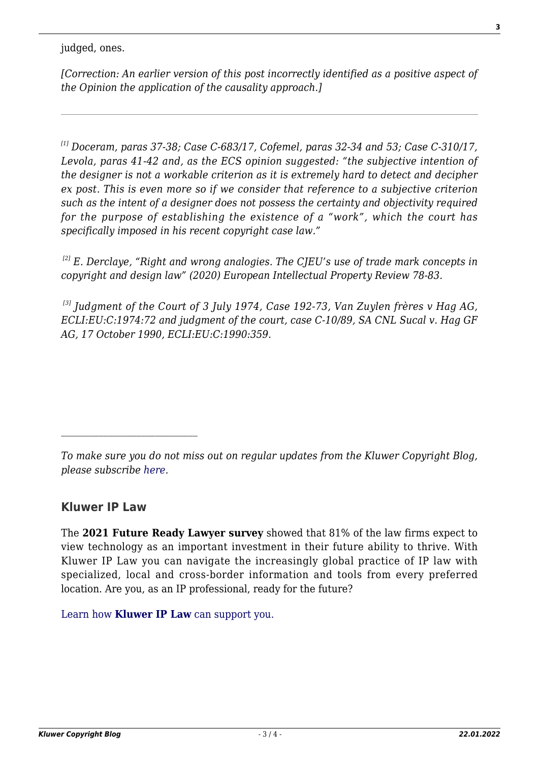judged, ones.

*[Correction: An earlier version of this post incorrectly identified as a positive aspect of the Opinion the application of the causality approach.]*

---

*[1] Doceram, paras 37-38; Case C-683/17, Cofemel, paras 32-34 and 53; Case C-310/17, Levola, paras 41-42 and, as the ECS opinion suggested: "the subjective intention of the designer is not a workable criterion as it is extremely hard to detect and decipher ex post. This is even more so if we consider that reference to a subjective criterion such as the intent of a designer does not possess the certainty and objectivity required for the purpose of establishing the existence of a "work", which the court has specifically imposed in his recent copyright case law."*

*[2] E. Derclaye, "Right and wrong analogies. The CJEU's use of trade mark concepts in copyright and design law" (2020) European Intellectual Property Review 78-83.*

*[3] Judgment of the Court of 3 July 1974, Case 192-73, Van Zuylen frères v Hag AG, ECLI:EU:C:1974:72 and judgment of the court, case C-10/89, SA CNL Sucal v. Hag GF AG, 17 October 1990, ECLI:EU:C:1990:359.*

---

*To make sure you do not miss out on regular updates from the Kluwer Copyright Blog, please subscribe here.*

### Kluwer IP Law

The **2021 Future Ready Lawyer survey** showed that 81% of the law firms expect to view technology as an important investment in their future ability to thrive. With Kluwer IP Law you can navigate the increasingly global practice of IP law with specialized, local and cross-border information and tools from every preferred location. Are you, as an IP professional, ready for the future?

Learn how **Kluwer IP Law** can support you.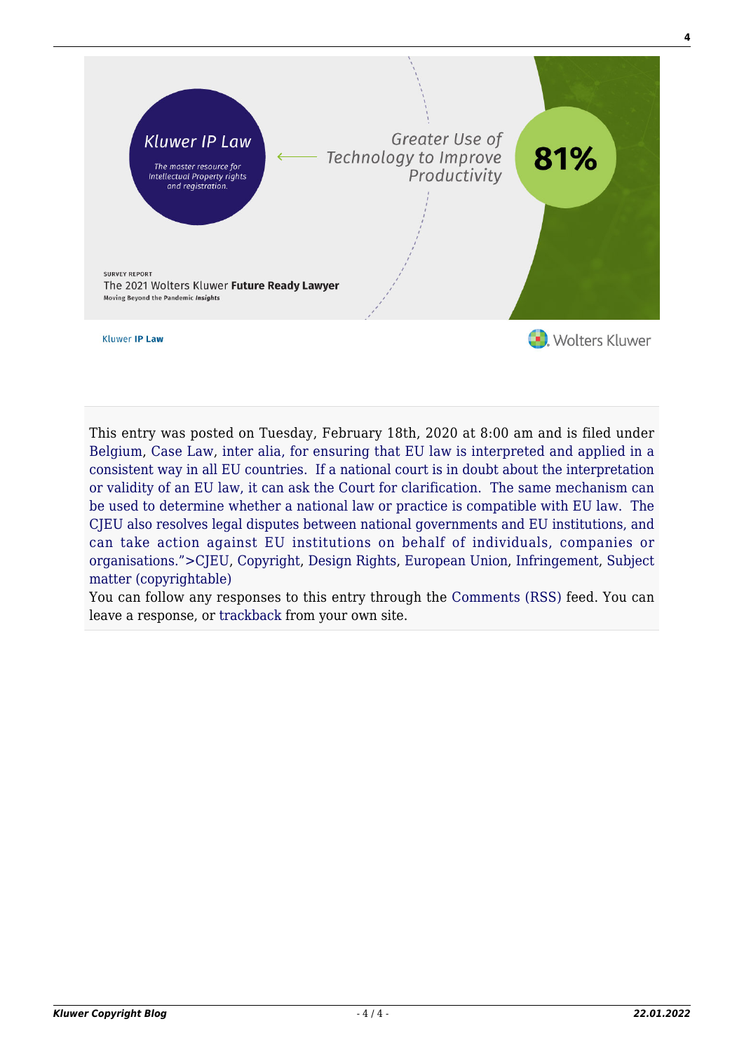Kluwer IP Law

The master resource for Intellectual Property rights and registration.

Greater Use of Technology to Improve Productivity

81%

SURVEY REPORT

The 2021 Wolters Kluwer **Future Ready Lawyer**

Moving Beyond the Pandemic *Insights*

Kluwer **IP Law**

Wolters Kluwer

This entry was posted on Tuesday, February 18th, 2020 at 8:00 am and is filed under Belgium, Case Law, inter alia, for ensuring that EU law is interpreted and applied in a consistent way in all EU countries. If a national court is in doubt about the interpretation or validity of an EU law, it can ask the Court for clarification. The same mechanism can be used to determine whether a national law or practice is compatible with EU law. The CJEU also resolves legal disputes between national governments and EU institutions, and can take action against EU institutions on behalf of individuals, companies or organisations.">CJEU, Copyright, Design Rights, European Union, Infringement, Subject matter (copyrightable)

You can follow any responses to this entry through the Comments (RSS) feed. You can leave a response, or trackback from your own site.